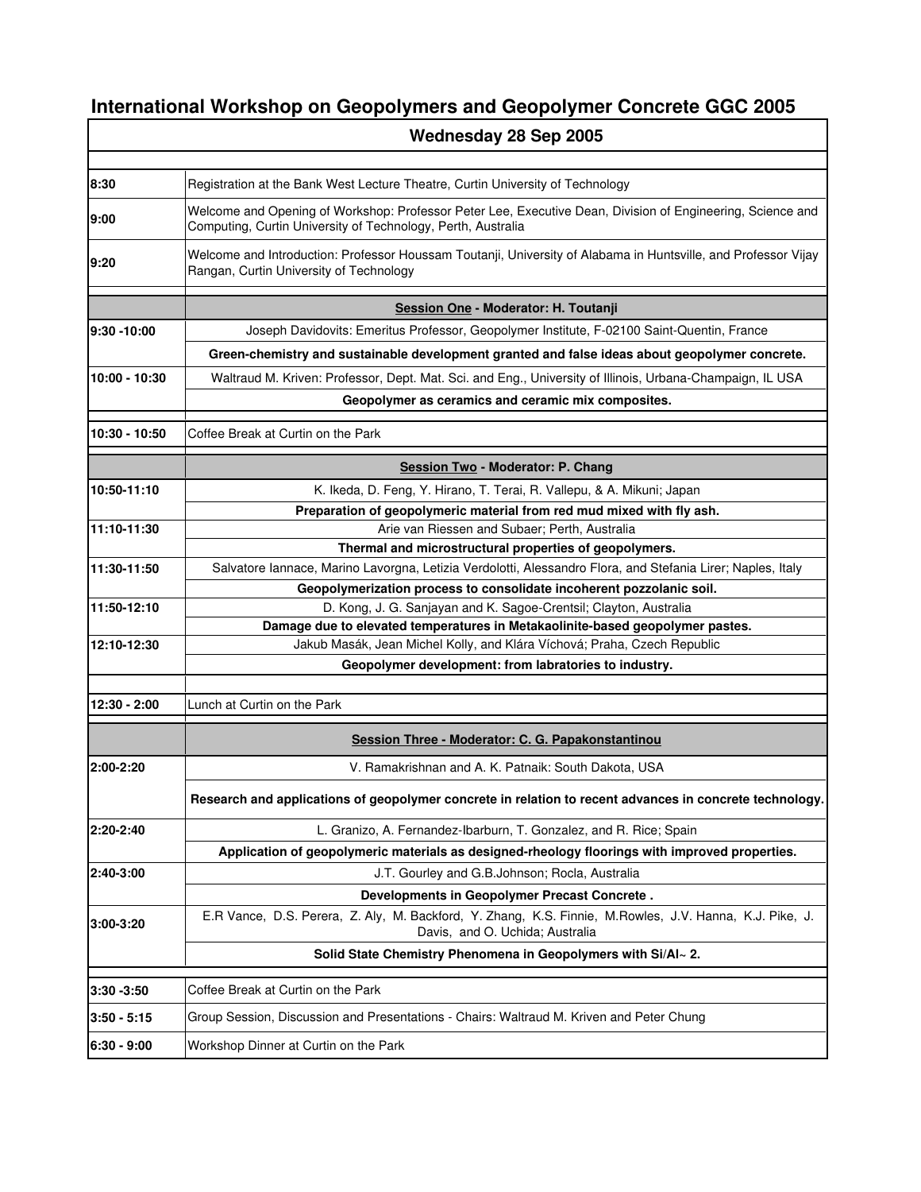# International Workshop on Geopolymers and Geopolymer Concrete GGC 2005

| Wednesday 28 Sep 2005 | |
|---|---|
| 8:30 | Registration at the Bank West Lecture Theatre, Curtin University of Technology |
| 9:00 | Welcome and Opening of Workshop: Professor Peter Lee, Executive Dean, Division of Engineering, Science and Computing, Curtin University of Technology, Perth, Australia |
| 9:20 | Welcome and Introduction: Professor Houssam Toutanji, University of Alabama in Huntsville, and Professor Vijay Rangan, Curtin University of Technology |
| | **Session One - Moderator: H. Toutanji** |
| 9:30 -10:00 | Joseph Davidovits: Emeritus Professor, Geopolymer Institute, F-02100 Saint-Quentin, France |
| | **Green-chemistry and sustainable development granted and false ideas about geopolymer concrete.** |
| 10:00 - 10:30 | Waltraud M. Kriven: Professor, Dept. Mat. Sci. and Eng., University of Illinois, Urbana-Champaign, IL USA |
| | **Geopolymer as ceramics and ceramic mix composites.** |
| 10:30 - 10:50 | Coffee Break at Curtin on the Park |
| | **Session Two - Moderator: P. Chang** |
| 10:50-11:10 | K. Ikeda, D. Feng, Y. Hirano, T. Terai, R. Vallepu, & A. Mikuni; Japan |
| | **Preparation of geopolymeric material from red mud mixed with fly ash.** |
| 11:10-11:30 | Arie van Riessen and Subaer; Perth, Australia |
| | **Thermal and microstructural properties of geopolymers.** |
| 11:30-11:50 | Salvatore Iannace, Marino Lavorgna, Letizia Verdolotti, Alessandro Flora, and Stefania Lirer; Naples, Italy |
| | **Geopolymerization process to consolidate incoherent pozzolanic soil.** |
| 11:50-12:10 | D. Kong, J. G. Sanjayan and K. Sagoe-Crentsil; Clayton, Australia |
| | **Damage due to elevated temperatures in Metakaolinite-based geopolymer pastes.** |
| 12:10-12:30 | Jakub Masák, Jean Michel Kolly, and Klára Víchová; Praha, Czech Republic |
| | **Geopolymer development: from labratories to industry.** |
| 12:30 - 2:00 | Lunch at Curtin on the Park |
| | **Session Three - Moderator: C. G. Papakonstantinou** |
| 2:00-2:20 | V. Ramakrishnan and A. K. Patnaik: South Dakota, USA |
| | **Research and applications of geopolymer concrete in relation to recent advances in concrete technology.** |
| 2:20-2:40 | L. Granizo, A. Fernandez-Ibarburn, T. Gonzalez, and R. Rice; Spain |
| | **Application of geopolymeric materials as designed-rheology floorings with improved properties.** |
| 2:40-3:00 | J.T. Gourley and G.B.Johnson; Rocla, Australia |
| | **Developments in Geopolymer Precast Concrete .** |
| 3:00-3:20 | E.R Vance, D.S. Perera, Z. Aly, M. Backford, Y. Zhang, K.S. Finnie, M.Rowles, J.V. Hanna, K.J. Pike, J. Davis, and O. Uchida; Australia |
| | **Solid State Chemistry Phenomena in Geopolymers with Si/Al~ 2.** |
| 3:30 -3:50 | Coffee Break at Curtin on the Park |
| 3:50 - 5:15 | Group Session, Discussion and Presentations - Chairs: Waltraud M. Kriven and Peter Chung |
| 6:30 - 9:00 | Workshop Dinner at Curtin on the Park |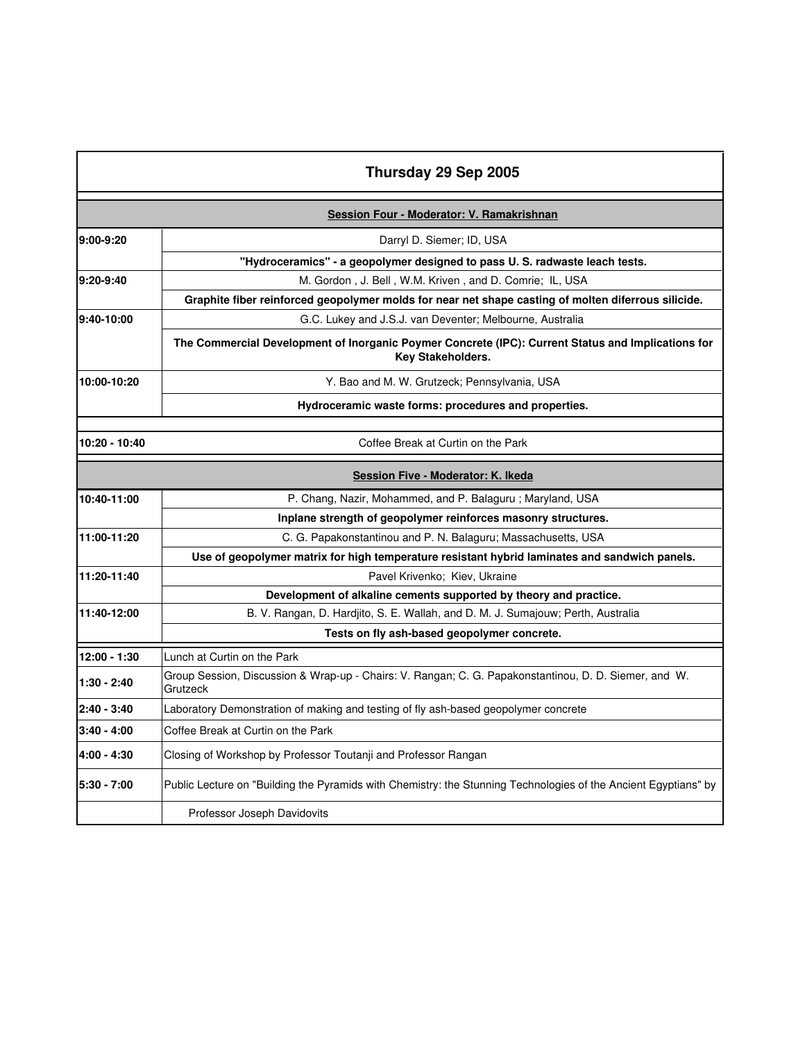| Thursday 29 Sep 2005 | |
|---|---|
| | **Session Four - Moderator: V. Ramakrishnan** |
| **9:00-9:20** | Darryl D. Siemer; ID, USA |
| | **"Hydroceramics" - a geopolymer designed to pass U. S. radwaste leach tests.** |
| **9:20-9:40** | M. Gordon , J. Bell , W.M. Kriven , and D. Comrie; IL, USA |
| | **Graphite fiber reinforced geopolymer molds for near net shape casting of molten diferrous silicide.** |
| **9:40-10:00** | G.C. Lukey and J.S.J. van Deventer; Melbourne, Australia |
| | **The Commercial Development of Inorganic Poymer Concrete (IPC): Current Status and Implications for Key Stakeholders.** |
| **10:00-10:20** | Y. Bao and M. W. Grutzeck; Pennsylvania, USA |
| | **Hydroceramic waste forms: procedures and properties.** |
| **10:20 - 10:40** | Coffee Break at Curtin on the Park |
| | **Session Five - Moderator: K. Ikeda** |
| **10:40-11:00** | P. Chang, Nazir, Mohammed, and P. Balaguru ; Maryland, USA |
| | **Inplane strength of geopolymer reinforces masonry structures.** |
| **11:00-11:20** | C. G. Papakonstantinou and P. N. Balaguru; Massachusetts, USA |
| | **Use of geopolymer matrix for high temperature resistant hybrid laminates and sandwich panels.** |
| **11:20-11:40** | Pavel Krivenko; Kiev, Ukraine |
| | **Development of alkaline cements supported by theory and practice.** |
| **11:40-12:00** | B. V. Rangan, D. Hardjito, S. E. Wallah, and D. M. J. Sumajouw; Perth, Australia |
| | **Tests on fly ash-based geopolymer concrete.** |
| **12:00 - 1:30** | Lunch at Curtin on the Park |
| **1:30 - 2:40** | Group Session, Discussion & Wrap-up - Chairs: V. Rangan; C. G. Papakonstantinou, D. D. Siemer, and W. Grutzeck |
| **2:40 - 3:40** | Laboratory Demonstration of making and testing of fly ash-based geopolymer concrete |
| **3:40 - 4:00** | Coffee Break at Curtin on the Park |
| **4:00 - 4:30** | Closing of Workshop by Professor Toutanji and Professor Rangan |
| **5:30 - 7:00** | Public Lecture on "Building the Pyramids with Chemistry: the Stunning Technologies of the Ancient Egyptians" by |
| | Professor Joseph Davidovits |